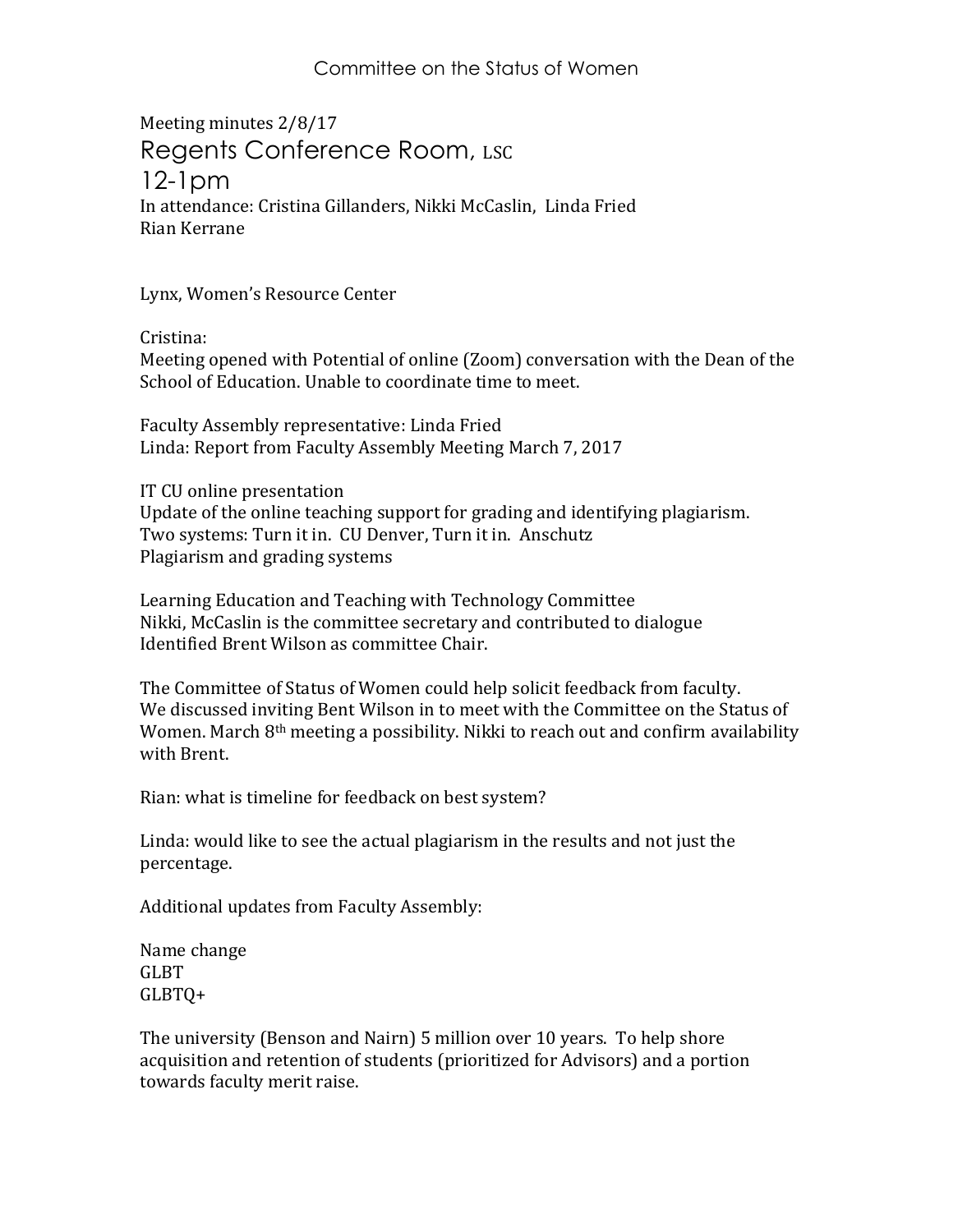# Committee on the Status of Women

Meeting minutes 2/8/17

## Regents Conference Room, LSC

## 12-1pm

In attendance: Cristina Gillanders, Nikki McCaslin, Linda Fried
Rian Kerrane

Lynx, Women's Resource Center

Cristina:
Meeting opened with Potential of online (Zoom) conversation with the Dean of the School of Education. Unable to coordinate time to meet.

Faculty Assembly representative: Linda Fried
Linda: Report from Faculty Assembly Meeting March 7, 2017

IT CU online presentation
Update of the online teaching support for grading and identifying plagiarism.
Two systems: Turn it in. CU Denver, Turn it in. Anschutz
Plagiarism and grading systems

Learning Education and Teaching with Technology Committee
Nikki, McCaslin is the committee secretary and contributed to dialogue
Identified Brent Wilson as committee Chair.

The Committee of Status of Women could help solicit feedback from faculty.
We discussed inviting Bent Wilson in to meet with the Committee on the Status of Women. March 8th meeting a possibility. Nikki to reach out and confirm availability with Brent.

Rian: what is timeline for feedback on best system?

Linda: would like to see the actual plagiarism in the results and not just the percentage.

Additional updates from Faculty Assembly:

Name change
GLBT
GLBTQ+

The university (Benson and Nairn) 5 million over 10 years. To help shore acquisition and retention of students (prioritized for Advisors) and a portion towards faculty merit raise.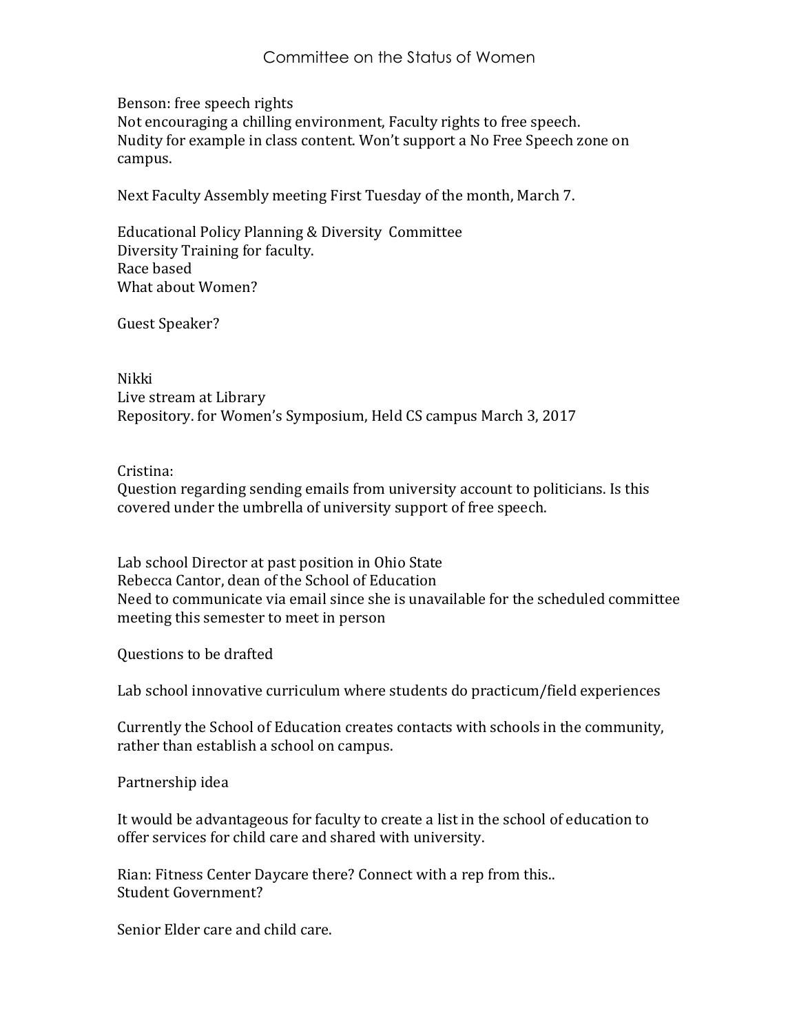Committee on the Status of Women

Benson: free speech rights
Not encouraging a chilling environment, Faculty rights to free speech.
Nudity for example in class content. Won't support a No Free Speech zone on campus.

Next Faculty Assembly meeting First Tuesday of the month, March 7.

Educational Policy Planning & Diversity Committee
Diversity Training for faculty.
Race based
What about Women?

Guest Speaker?

Nikki
Live stream at Library
Repository. for Women's Symposium, Held CS campus March 3, 2017

Cristina:
Question regarding sending emails from university account to politicians. Is this covered under the umbrella of university support of free speech.

Lab school Director at past position in Ohio State
Rebecca Cantor, dean of the School of Education
Need to communicate via email since she is unavailable for the scheduled committee meeting this semester to meet in person

Questions to be drafted

Lab school innovative curriculum where students do practicum/field experiences

Currently the School of Education creates contacts with schools in the community, rather than establish a school on campus.

Partnership idea

It would be advantageous for faculty to create a list in the school of education to offer services for child care and shared with university.

Rian: Fitness Center Daycare there? Connect with a rep from this..
Student Government?

Senior Elder care and child care.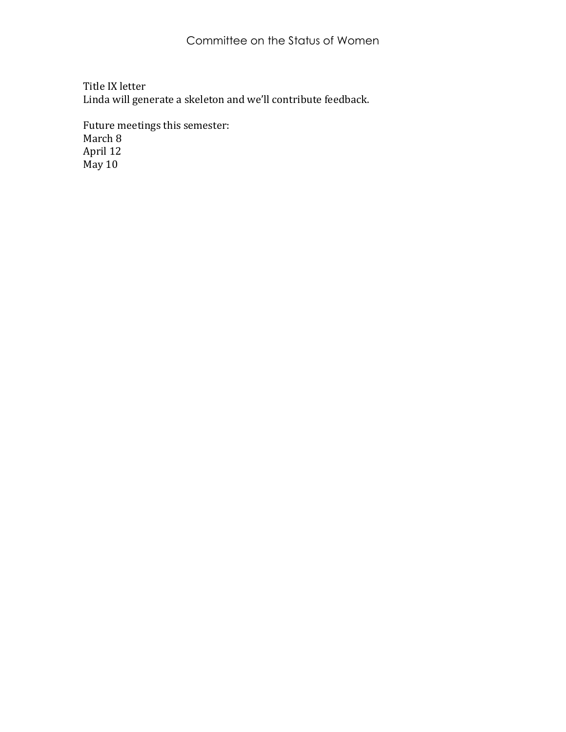Title IX letter
Linda will generate a skeleton and we'll contribute feedback.

Future meetings this semester:
March 8
April 12
May 10